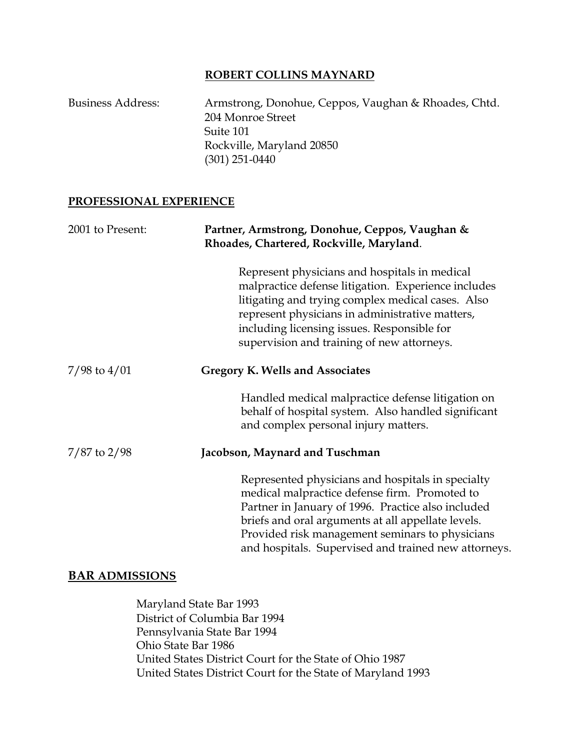# ROBERT COLLINS MAYNARD

Business Address: Armstrong, Donohue, Ceppos, Vaughan & Rhoades, Chtd.
204 Monroe Street
Suite 101
Rockville, Maryland 20850
(301) 251-0440

## PROFESSIONAL EXPERIENCE

2001 to Present: **Partner, Armstrong, Donohue, Ceppos, Vaughan & Rhoades, Chartered, Rockville, Maryland**.

Represent physicians and hospitals in medical malpractice defense litigation. Experience includes litigating and trying complex medical cases. Also represent physicians in administrative matters, including licensing issues. Responsible for supervision and training of new attorneys.

7/98 to 4/01 **Gregory K. Wells and Associates**

Handled medical malpractice defense litigation on behalf of hospital system. Also handled significant and complex personal injury matters.

7/87 to 2/98 **Jacobson, Maynard and Tuschman**

Represented physicians and hospitals in specialty medical malpractice defense firm. Promoted to Partner in January of 1996. Practice also included briefs and oral arguments at all appellate levels. Provided risk management seminars to physicians and hospitals. Supervised and trained new attorneys.

## BAR ADMISSIONS

Maryland State Bar 1993
District of Columbia Bar 1994
Pennsylvania State Bar 1994
Ohio State Bar 1986
United States District Court for the State of Ohio 1987
United States District Court for the State of Maryland 1993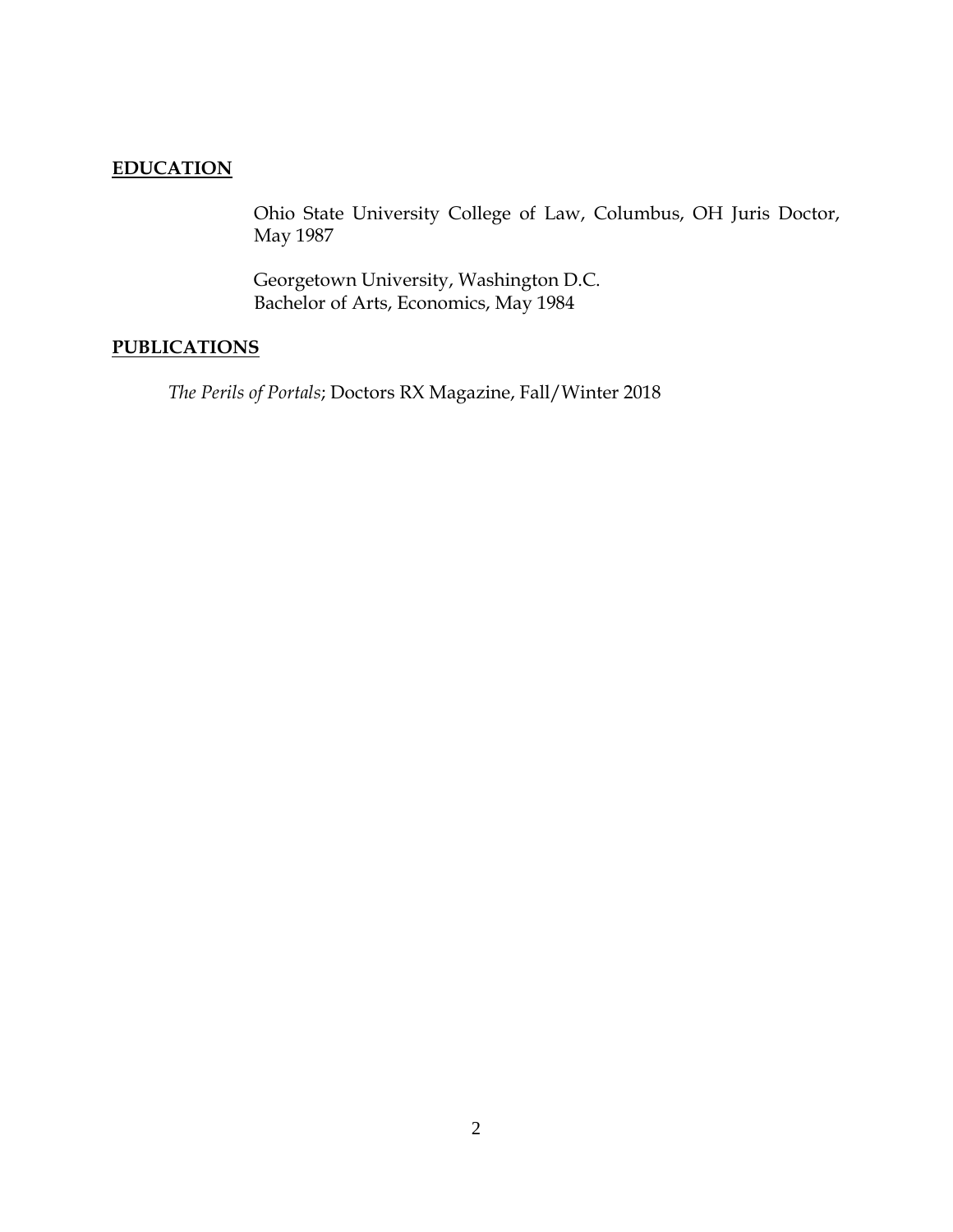## **EDUCATION**

Ohio State University College of Law, Columbus, OH Juris Doctor, May 1987

Georgetown University, Washington D.C.
Bachelor of Arts, Economics, May 1984

## **PUBLICATIONS**

*The Perils of Portals*; Doctors RX Magazine, Fall/Winter 2018